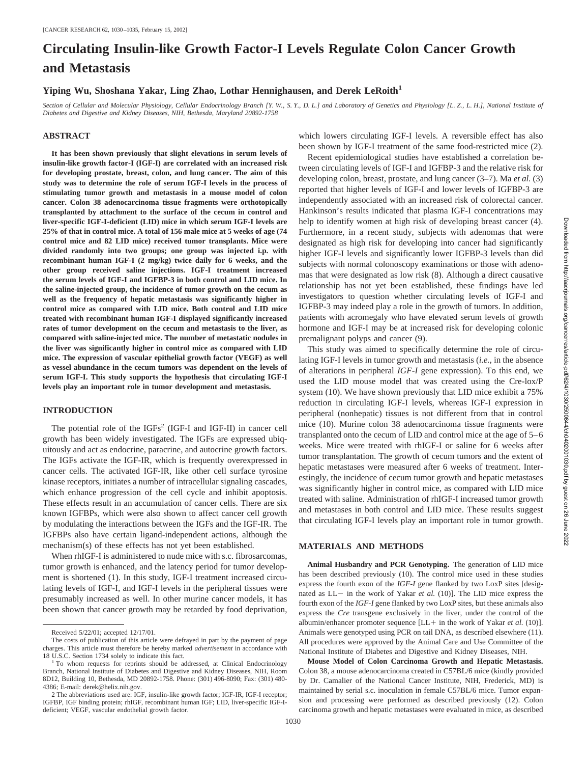# Circulating Insulin-like Growth Factor-I Levels Regulate Colon Cancer Growth and Metastasis

**Yiping Wu, Shoshana Yakar, Ling Zhao, Lothar Hennighausen, and Derek LeRoith[1]**

*Section of Cellular and Molecular Physiology, Cellular Endocrinology Branch [Y. W., S. Y., D. L.] and Laboratory of Genetics and Physiology [L. Z., L. H.], National Institute of Diabetes and Digestive and Kidney Diseases, NIH, Bethesda, Maryland 20892-1758*

## ABSTRACT

**It has been shown previously that slight elevations in serum levels of insulin-like growth factor-I (IGF-I) are correlated with an increased risk for developing prostate, breast, colon, and lung cancer. The aim of this study was to determine the role of serum IGF-I levels in the process of stimulating tumor growth and metastasis in a mouse model of colon cancer. Colon 38 adenocarcinoma tissue fragments were orthotopically transplanted by attachment to the surface of the cecum in control and liver-specific IGF-I-deficient (LID) mice in which serum IGF-I levels are 25% of that in control mice. A total of 156 male mice at 5 weeks of age (74 control mice and 82 LID mice) received tumor transplants. Mice were divided randomly into two groups; one group was injected i.p. with recombinant human IGF-I (2 mg/kg) twice daily for 6 weeks, and the other group received saline injections. IGF-I treatment increased the serum levels of IGF-I and IGFBP-3 in both control and LID mice. In the saline-injected group, the incidence of tumor growth on the cecum as well as the frequency of hepatic metastasis was significantly higher in control mice as compared with LID mice. Both control and LID mice treated with recombinant human IGF-I displayed significantly increased rates of tumor development on the cecum and metastasis to the liver, as compared with saline-injected mice. The number of metastatic nodules in the liver was significantly higher in control mice as compared with LID mice. The expression of vascular epithelial growth factor (VEGF) as well as vessel abundance in the cecum tumors was dependent on the levels of serum IGF-I. This study supports the hypothesis that circulating IGF-I levels play an important role in tumor development and metastasis.**

## INTRODUCTION

The potential role of the IGFs[2] (IGF-I and IGF-II) in cancer cell growth has been widely investigated. The IGFs are expressed ubiquitously and act as endocrine, paracrine, and autocrine growth factors. The IGFs activate the IGF-IR, which is frequently overexpressed in cancer cells. The activated IGF-IR, like other cell surface tyrosine kinase receptors, initiates a number of intracellular signaling cascades, which enhance progression of the cell cycle and inhibit apoptosis. These effects result in an accumulation of cancer cells. There are six known IGFBPs, which were also shown to affect cancer cell growth by modulating the interactions between the IGFs and the IGF-IR. The IGFBPs also have certain ligand-independent actions, although the mechanism(s) of these effects has not yet been established.

When rhIGF-I is administered to nude mice with s.c. fibrosarcomas, tumor growth is enhanced, and the latency period for tumor development is shortened (1). In this study, IGF-I treatment increased circulating levels of IGF-I, and IGF-I levels in the peripheral tissues were presumably increased as well. In other murine cancer models, it has been shown that cancer growth may be retarded by food deprivation, which lowers circulating IGF-I levels. A reversible effect has also been shown by IGF-I treatment of the same food-restricted mice (2).

Recent epidemiological studies have established a correlation between circulating levels of IGF-I and IGFBP-3 and the relative risk for developing colon, breast, prostate, and lung cancer (3–7). Ma *et al.* (3) reported that higher levels of IGF-I and lower levels of IGFBP-3 are independently associated with an increased risk of colorectal cancer. Hankinson's results indicated that plasma IGF-I concentrations may help to identify women at high risk of developing breast cancer (4). Furthermore, in a recent study, subjects with adenomas that were designated as high risk for developing into cancer had significantly higher IGF-I levels and significantly lower IGFBP-3 levels than did subjects with normal colonoscopy examinations or those with adenomas that were designated as low risk (8). Although a direct causative relationship has not yet been established, these findings have led investigators to question whether circulating levels of IGF-I and IGFBP-3 may indeed play a role in the growth of tumors. In addition, patients with acromegaly who have elevated serum levels of growth hormone and IGF-I may be at increased risk for developing colonic premalignant polyps and cancer (9).

This study was aimed to specifically determine the role of circulating IGF-I levels in tumor growth and metastasis (*i.e.,* in the absence of alterations in peripheral *IGF-I* gene expression). To this end, we used the LID mouse model that was created using the Cre-lox/P system (10). We have shown previously that LID mice exhibit a 75% reduction in circulating IGF-I levels, whereas IGF-I expression in peripheral (nonhepatic) tissues is not different from that in control mice (10). Murine colon 38 adenocarcinoma tissue fragments were transplanted onto the cecum of LID and control mice at the age of 5–6 weeks. Mice were treated with rhIGF-I or saline for 6 weeks after tumor transplantation. The growth of cecum tumors and the extent of hepatic metastases were measured after 6 weeks of treatment. Interestingly, the incidence of cecum tumor growth and hepatic metastases was significantly higher in control mice, as compared with LID mice treated with saline. Administration of rhIGF-I increased tumor growth and metastases in both control and LID mice. These results suggest that circulating IGF-I levels play an important role in tumor growth.

## MATERIALS AND METHODS

**Animal Husbandry and PCR Genotyping.** The generation of LID mice has been described previously (10). The control mice used in these studies express the fourth exon of the *IGF-I* gene flanked by two LoxP sites [designated as LL− in the work of Yakar *et al.* (10)]. The LID mice express the fourth exon of the *IGF-I* gene flanked by two LoxP sites, but these animals also express the *Cre* transgene exclusively in the liver, under the control of the albumin/enhancer promoter sequence [LL+ in the work of Yakar *et al.* (10)]. Animals were genotyped using PCR on tail DNA, as described elsewhere (11). All procedures were approved by the Animal Care and Use Committee of the National Institute of Diabetes and Digestive and Kidney Diseases, NIH.

**Mouse Model of Colon Carcinoma Growth and Hepatic Metastasis.** Colon 38, a mouse adenocarcinoma created in C57BL/6 mice (kindly provided by Dr. Camalier of the National Cancer Institute, NIH, Frederick, MD) is maintained by serial s.c. inoculation in female C57BL/6 mice. Tumor expansion and processing were performed as described previously (12). Colon carcinoma growth and hepatic metastases were evaluated in mice, as described

---

Received 5/22/01; accepted 12/17/01.

The costs of publication of this article were defrayed in part by the payment of page charges. This article must therefore be hereby marked *advertisement* in accordance with 18 U.S.C. Section 1734 solely to indicate this fact.

[1] To whom requests for reprints should be addressed, at Clinical Endocrinology Branch, National Institute of Diabetes and Digestive and Kidney Diseases, NIH, Room 8D12, Building 10, Bethesda, MD 20892-1758. Phone: (301) 496-8090; Fax: (301) 480-4386; E-mail: derek@helix.nih.gov.

[2] The abbreviations used are: IGF, insulin-like growth factor; IGF-IR, IGF-I receptor; IGFBP, IGF binding protein; rhIGF, recombinant human IGF; LID, liver-specific IGF-I-deficient; VEGF, vascular endothelial growth factor.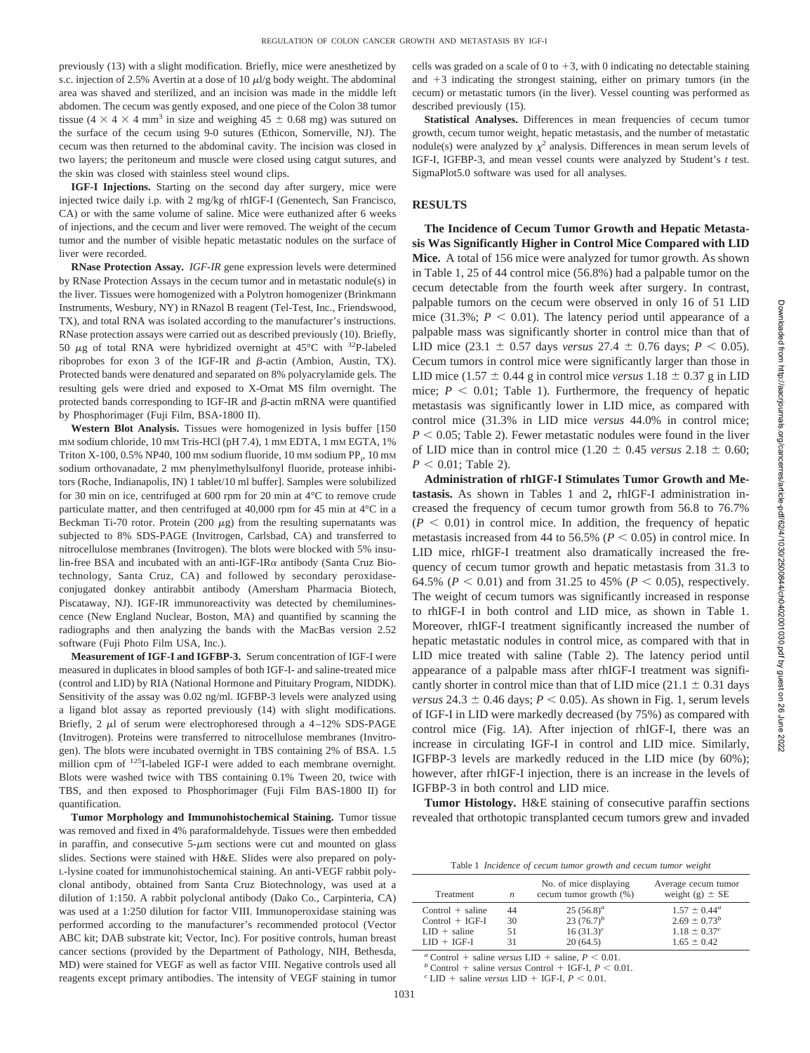previously (13) with a slight modification. Briefly, mice were anesthetized by s.c. injection of 2.5% Avertin at a dose of 10 μl/g body weight. The abdominal area was shaved and sterilized, and an incision was made in the middle left abdomen. The cecum was gently exposed, and one piece of the Colon 38 tumor tissue ($4 \times 4 \times 4$ mm$^3$ in size and weighing $45 \pm 0.68$ mg) was sutured on the surface of the cecum using 9-0 sutures (Ethicon, Somerville, NJ). The cecum was then returned to the abdominal cavity. The incision was closed in two layers; the peritoneum and muscle were closed using catgut sutures, and the skin was closed with stainless steel wound clips.

**IGF-I Injections.** Starting on the second day after surgery, mice were injected twice daily i.p. with 2 mg/kg of rhIGF-I (Genentech, San Francisco, CA) or with the same volume of saline. Mice were euthanized after 6 weeks of injections, and the cecum and liver were removed. The weight of the cecum tumor and the number of visible hepatic metastatic nodules on the surface of liver were recorded.

**RNase Protection Assay.** *IGF-IR* gene expression levels were determined by RNase Protection Assays in the cecum tumor and in metastatic nodule(s) in the liver. Tissues were homogenized with a Polytron homogenizer (Brinkmann Instruments, Wesbury, NY) in RNazol B reagent (Tel-Test, Inc., Friendswood, TX), and total RNA was isolated according to the manufacturer's instructions. RNase protection assays were carried out as described previously (10). Briefly, 50 μg of total RNA were hybridized overnight at 45°C with $^{32}$P-labeled riboprobes for exon 3 of the IGF-IR and β-actin (Ambion, Austin, TX). Protected bands were denatured and separated on 8% polyacrylamide gels. The resulting gels were dried and exposed to X-Omat MS film overnight. The protected bands corresponding to IGF-IR and β-actin mRNA were quantified by Phosphorimager (Fuji Film, BSA-1800 II).

**Western Blot Analysis.** Tissues were homogenized in lysis buffer [150 mM sodium chloride, 10 mM Tris-HCl (pH 7.4), 1 mM EDTA, 1 mM EGTA, 1% Triton X-100, 0.5% NP40, 100 mM sodium fluoride, 10 mM sodium $PP_i$, 10 mM sodium orthovanadate, 2 mM phenylmethylsulfonyl fluoride, protease inhibitors (Roche, Indianapolis, IN) 1 tablet/10 ml buffer]. Samples were solubilized for 30 min on ice, centrifuged at 600 rpm for 20 min at 4°C to remove crude particulate matter, and then centrifuged at 40,000 rpm for 45 min at 4°C in a Beckman Ti-70 rotor. Protein (200 μg) from the resulting supernatants was subjected to 8% SDS-PAGE (Invitrogen, Carlsbad, CA) and transferred to nitrocellulose membranes (Invitrogen). The blots were blocked with 5% insulin-free BSA and incubated with an anti-IGF-IRα antibody (Santa Cruz Biotechnology, Santa Cruz, CA) and followed by secondary peroxidase-conjugated donkey antirabbit antibody (Amersham Pharmacia Biotech, Piscataway, NJ). IGF-IR immunoreactivity was detected by chemiluminescence (New England Nuclear, Boston, MA) and quantified by scanning the radiographs and then analyzing the bands with the MacBas version 2.52 software (Fuji Photo Film USA, Inc.).

**Measurement of IGF-I and IGFBP-3.** Serum concentration of IGF-I were measured in duplicates in blood samples of both IGF-I- and saline-treated mice (control and LID) by RIA (National Hormone and Pituitary Program, NIDDK). Sensitivity of the assay was 0.02 ng/ml. IGFBP-3 levels were analyzed using a ligand blot assay as reported previously (14) with slight modifications. Briefly, 2 μl of serum were electrophoresed through a 4–12% SDS-PAGE (Invitrogen). Proteins were transferred to nitrocellulose membranes (Invitrogen). The blots were incubated overnight in TBS containing 2% of BSA. 1.5 million cpm of $^{125}$I-labeled IGF-I were added to each membrane overnight. Blots were washed twice with TBS containing 0.1% Tween 20, twice with TBS, and then exposed to Phosphorimager (Fuji Film BAS-1800 II) for quantification.

**Tumor Morphology and Immunohistochemical Staining.** Tumor tissue was removed and fixed in 4% paraformaldehyde. Tissues were then embedded in paraffin, and consecutive 5-μm sections were cut and mounted on glass slides. Sections were stained with H&E. Slides were also prepared on poly-L-lysine coated for immunohistochemical staining. An anti-VEGF rabbit polyclonal antibody, obtained from Santa Cruz Biotechnology, was used at a dilution of 1:150. A rabbit polyclonal antibody (Dako Co., Carpinteria, CA) was used at a 1:250 dilution for factor VIII. Immunoperoxidase staining was performed according to the manufacturer's recommended protocol (Vector ABC kit; DAB substrate kit; Vector, Inc). For positive controls, human breast cancer sections (provided by the Department of Pathology, NIH, Bethesda, MD) were stained for VEGF as well as factor VIII. Negative controls used all reagents except primary antibodies. The intensity of VEGF staining in tumor cells was graded on a scale of 0 to +3, with 0 indicating no detectable staining and +3 indicating the strongest staining, either on primary tumors (in the cecum) or metastatic tumors (in the liver). Vessel counting was performed as described previously (15).

**Statistical Analyses.** Differences in mean frequencies of cecum tumor growth, cecum tumor weight, hepatic metastasis, and the number of metastatic nodule(s) were analyzed by $\chi^2$ analysis. Differences in mean serum levels of IGF-I, IGFBP-3, and mean vessel counts were analyzed by Student's *t* test. SigmaPlot5.0 software was used for all analyses.

## RESULTS

**The Incidence of Cecum Tumor Growth and Hepatic Metastasis Was Significantly Higher in Control Mice Compared with LID Mice.** A total of 156 mice were analyzed for tumor growth. As shown in Table 1, 25 of 44 control mice (56.8%) had a palpable tumor on the cecum detectable from the fourth week after surgery. In contrast, palpable tumors on the cecum were observed in only 16 of 51 LID mice (31.3%; $P < 0.01$). The latency period until appearance of a palpable mass was significantly shorter in control mice than that of LID mice ($23.1 \pm 0.57$ days *versus* $27.4 \pm 0.76$ days; $P < 0.05$). Cecum tumors in control mice were significantly larger than those in LID mice ($1.57 \pm 0.44$ g in control mice *versus* $1.18 \pm 0.37$ g in LID mice; $P < 0.01$; Table 1). Furthermore, the frequency of hepatic metastasis was significantly lower in LID mice, as compared with control mice (31.3% in LID mice *versus* 44.0% in control mice; $P < 0.05$; Table 2). Fewer metastatic nodules were found in the liver of LID mice than in control mice ($1.20 \pm 0.45$ *versus* $2.18 \pm 0.60$; $P < 0.01$; Table 2).

**Administration of rhIGF-I Stimulates Tumor Growth and Metastasis.** As shown in Tables 1 and 2**,** rhIGF-I administration increased the frequency of cecum tumor growth from 56.8 to 76.7% ($P < 0.01$) in control mice. In addition, the frequency of hepatic metastasis increased from 44 to 56.5% ($P < 0.05$) in control mice. In LID mice, rhIGF-I treatment also dramatically increased the frequency of cecum tumor growth and hepatic metastasis from 31.3 to 64.5% ($P < 0.01$) and from 31.25 to 45% ($P < 0.05$), respectively. The weight of cecum tumors was significantly increased in response to rhIGF-I in both control and LID mice, as shown in Table 1. Moreover, rhIGF-I treatment significantly increased the number of hepatic metastatic nodules in control mice, as compared with that in LID mice treated with saline (Table 2). The latency period until appearance of a palpable mass after rhIGF-I treatment was significantly shorter in control mice than that of LID mice ($21.1 \pm 0.31$ days *versus* $24.3 \pm 0.46$ days; $P < 0.05$). As shown in Fig. 1, serum levels of IGF-I in LID were markedly decreased (by 75%) as compared with control mice (Fig. 1*A*). After injection of rhIGF-I, there was an increase in circulating IGF-I in control and LID mice. Similarly, IGFBP-3 levels are markedly reduced in the LID mice (by 60%); however, after rhIGF-I injection, there is an increase in the levels of IGFBP-3 in both control and LID mice.

**Tumor Histology.** H&E staining of consecutive paraffin sections revealed that orthotopic transplanted cecum tumors grew and invaded

Table 1 *Incidence of cecum tumor growth and cecum tumor weight*

| Treatment | *n* | No. of mice displaying cecum tumor growth (%) | Average cecum tumor weight (g) ± SE |
|---|---|---|---|
| Control + saline | 44 | 25 (56.8)[a] | $1.57 \pm 0.44$[a] |
| Control + IGF-I | 30 | 23 (76.7)[b] | $2.69 \pm 0.73$[b] |
| LID + saline | 51 | 16 (31.3)[c] | $1.18 \pm 0.37$[c] |
| LID + IGF-I | 31 | 20 (64.5) | $1.65 \pm 0.42$ |

[a] Control + saline *versus* LID + saline, $P < 0.01$.
[b] Control + saline *versus* Control + IGF-I, $P < 0.01$.
[c] LID + saline *versus* LID + IGF-I, $P < 0.01$.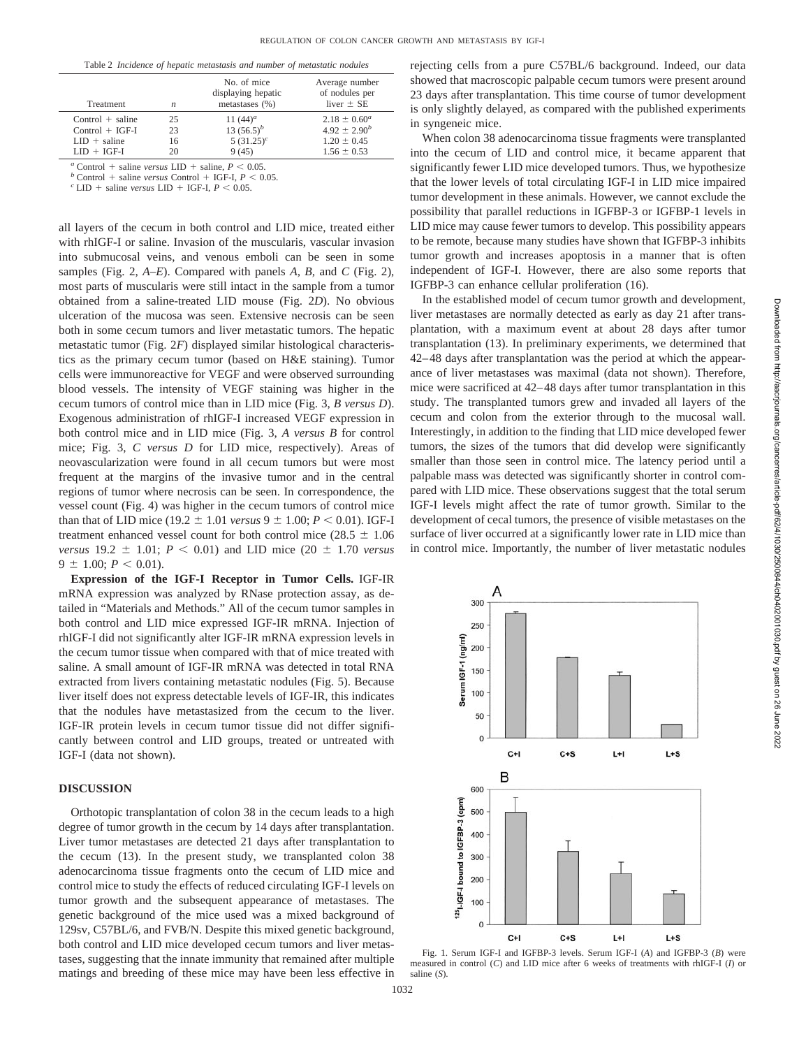Table 2 *Incidence of hepatic metastasis and number of metastatic nodules*

| Treatment | *n* | No. of mice displaying hepatic metastases (%) | Average number of nodules per liver ± SE |
|---|---|---|---|
| Control + saline | 25 | 11 (44)[a] | 2.18 ± 0.60[a] |
| Control + IGF-I | 23 | 13 (56.5)[b] | 4.92 ± 2.90[b] |
| LID + saline | 16 | 5 (31.25)[c] | 1.20 ± 0.45 |
| LID + IGF-I | 20 | 9 (45) | 1.56 ± 0.53 |

[a] Control + saline *versus* LID + saline, $P < 0.05$.
[b] Control + saline *versus* Control + IGF-I, $P < 0.05$.
[c] LID + saline *versus* LID + IGF-I, $P < 0.05$.

all layers of the cecum in both control and LID mice, treated either with rhIGF-I or saline. Invasion of the muscularis, vascular invasion into submucosal veins, and venous emboli can be seen in some samples (Fig. 2, *A–E*). Compared with panels *A*, *B*, and *C* (Fig. 2), most parts of muscularis were still intact in the sample from a tumor obtained from a saline-treated LID mouse (Fig. 2*D*). No obvious ulceration of the mucosa was seen. Extensive necrosis can be seen both in some cecum tumors and liver metastatic tumors. The hepatic metastatic tumor (Fig. 2*F*) displayed similar histological characteristics as the primary cecum tumor (based on H&E staining). Tumor cells were immunoreactive for VEGF and were observed surrounding blood vessels. The intensity of VEGF staining was higher in the cecum tumors of control mice than in LID mice (Fig. 3, *B versus D*). Exogenous administration of rhIGF-I increased VEGF expression in both control mice and in LID mice (Fig. 3, *A versus B* for control mice; Fig. 3, *C versus D* for LID mice, respectively). Areas of neovascularization were found in all cecum tumors but were most frequent at the margins of the invasive tumor and in the central regions of tumor where necrosis can be seen. In correspondence, the vessel count (Fig. 4) was higher in the cecum tumors of control mice than that of LID mice (19.2 ± 1.01 *versus* 9 ± 1.00; $P < 0.01$). IGF-I treatment enhanced vessel count for both control mice (28.5 ± 1.06 *versus* 19.2 ± 1.01; $P < 0.01$) and LID mice (20 ± 1.70 *versus* 9 ± 1.00; $P < 0.01$).

**Expression of the IGF-I Receptor in Tumor Cells.** IGF-IR mRNA expression was analyzed by RNase protection assay, as detailed in "Materials and Methods." All of the cecum tumor samples in both control and LID mice expressed IGF-IR mRNA. Injection of rhIGF-I did not significantly alter IGF-IR mRNA expression levels in the cecum tumor tissue when compared with that of mice treated with saline. A small amount of IGF-IR mRNA was detected in total RNA extracted from livers containing metastatic nodules (Fig. 5). Because liver itself does not express detectable levels of IGF-IR, this indicates that the nodules have metastasized from the cecum to the liver. IGF-IR protein levels in cecum tumor tissue did not differ significantly between control and LID groups, treated or untreated with IGF-I (data not shown).

## DISCUSSION

Orthotopic transplantation of colon 38 in the cecum leads to a high degree of tumor growth in the cecum by 14 days after transplantation. Liver tumor metastases are detected 21 days after transplantation to the cecum (13). In the present study, we transplanted colon 38 adenocarcinoma tissue fragments onto the cecum of LID mice and control mice to study the effects of reduced circulating IGF-I levels on tumor growth and the subsequent appearance of metastases. The genetic background of the mice used was a mixed background of 129sv, C57BL/6, and FVB/N. Despite this mixed genetic background, both control and LID mice developed cecum tumors and liver metastases, suggesting that the innate immunity that remained after multiple matings and breeding of these mice may have been less effective in rejecting cells from a pure C57BL/6 background. Indeed, our data showed that macroscopic palpable cecum tumors were present around 23 days after transplantation. This time course of tumor development is only slightly delayed, as compared with the published experiments in syngeneic mice.

When colon 38 adenocarcinoma tissue fragments were transplanted into the cecum of LID and control mice, it became apparent that significantly fewer LID mice developed tumors. Thus, we hypothesize that the lower levels of total circulating IGF-I in LID mice impaired tumor development in these animals. However, we cannot exclude the possibility that parallel reductions in IGFBP-3 or IGFBP-1 levels in LID mice may cause fewer tumors to develop. This possibility appears to be remote, because many studies have shown that IGFBP-3 inhibits tumor growth and increases apoptosis in a manner that is often independent of IGF-I. However, there are also some reports that IGFBP-3 can enhance cellular proliferation (16).

In the established model of cecum tumor growth and development, liver metastases are normally detected as early as day 21 after transplantation, with a maximum event at about 28 days after tumor transplantation (13). In preliminary experiments, we determined that 42–48 days after transplantation was the period at which the appearance of liver metastases was maximal (data not shown). Therefore, mice were sacrificed at 42–48 days after tumor transplantation in this study. The transplanted tumors grew and invaded all layers of the cecum and colon from the exterior through to the mucosal wall. Interestingly, in addition to the finding that LID mice developed fewer tumors, the sizes of the tumors that did develop were significantly smaller than those seen in control mice. The latency period until a palpable mass was detected was significantly shorter in control compared with LID mice. These observations suggest that the total serum IGF-I levels might affect the rate of tumor growth. Similar to the development of cecal tumors, the presence of visible metastases on the surface of liver occurred at a significantly lower rate in LID mice than in control mice. Importantly, the number of liver metastatic nodules

Fig. 1. Serum IGF-I and IGFBP-3 levels. Serum IGF-I (*A*) and IGFBP-3 (*B*) were measured in control (*C*) and LID mice after 6 weeks of treatments with rhIGF-I (*I*) or saline (*S*).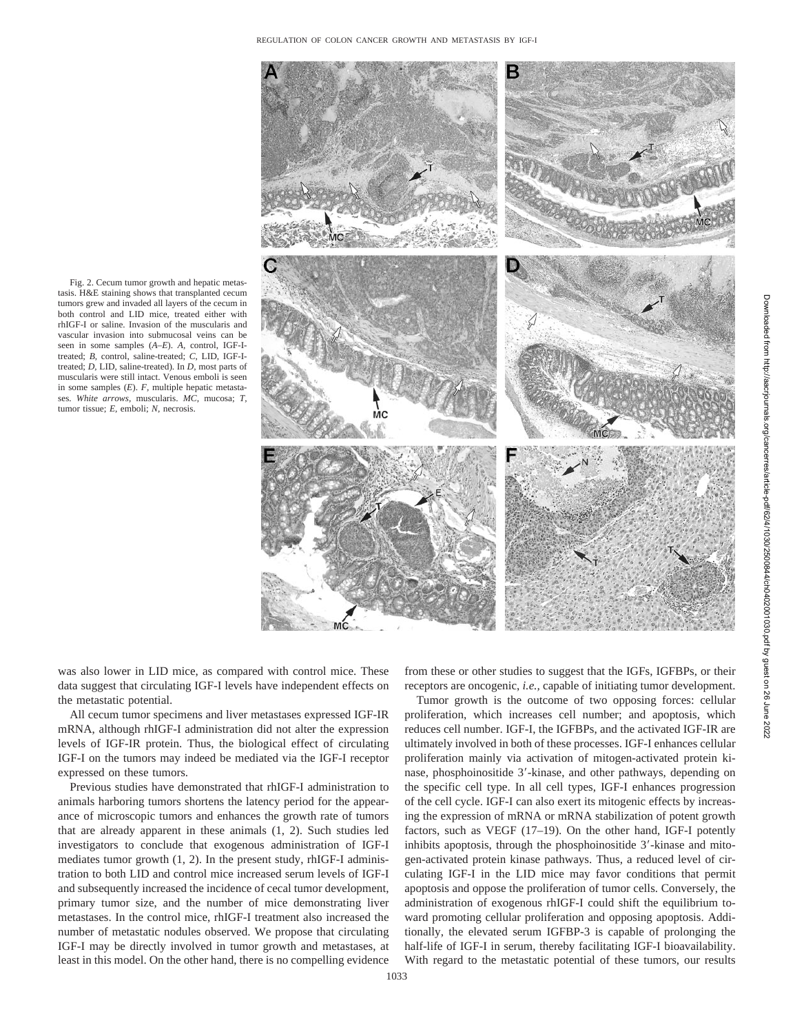Fig. 2. Cecum tumor growth and hepatic metastasis. H&E staining shows that transplanted cecum tumors grew and invaded all layers of the cecum in both control and LID mice, treated either with rhIGF-I or saline. Invasion of the muscularis and vascular invasion into submucosal veins can be seen in some samples (*A–E*). *A,* control, IGF-I-treated; *B,* control, saline-treated; *C,* LID, IGF-I-treated; *D,* LID, saline-treated). In *D,* most parts of muscularis were still intact. Venous emboli is seen in some samples (*E*). *F,* multiple hepatic metastases. *White arrows,* muscularis. *MC,* mucosa; *T,* tumor tissue; *E,* emboli; *N,* necrosis.

was also lower in LID mice, as compared with control mice. These data suggest that circulating IGF-I levels have independent effects on the metastatic potential.

All cecum tumor specimens and liver metastases expressed IGF-IR mRNA, although rhIGF-I administration did not alter the expression levels of IGF-IR protein. Thus, the biological effect of circulating IGF-I on the tumors may indeed be mediated via the IGF-I receptor expressed on these tumors.

Previous studies have demonstrated that rhIGF-I administration to animals harboring tumors shortens the latency period for the appearance of microscopic tumors and enhances the growth rate of tumors that are already apparent in these animals (1, 2). Such studies led investigators to conclude that exogenous administration of IGF-I mediates tumor growth (1, 2). In the present study, rhIGF-I administration to both LID and control mice increased serum levels of IGF-I and subsequently increased the incidence of cecal tumor development, primary tumor size, and the number of mice demonstrating liver metastases. In the control mice, rhIGF-I treatment also increased the number of metastatic nodules observed. We propose that circulating IGF-I may be directly involved in tumor growth and metastases, at least in this model. On the other hand, there is no compelling evidence from these or other studies to suggest that the IGFs, IGFBPs, or their receptors are oncogenic, *i.e.,* capable of initiating tumor development.

Tumor growth is the outcome of two opposing forces: cellular proliferation, which increases cell number; and apoptosis, which reduces cell number. IGF-I, the IGFBPs, and the activated IGF-IR are ultimately involved in both of these processes. IGF-I enhances cellular proliferation mainly via activation of mitogen-activated protein kinase, phosphoinositide 3′-kinase, and other pathways, depending on the specific cell type. In all cell types, IGF-I enhances progression of the cell cycle. IGF-I can also exert its mitogenic effects by increasing the expression of mRNA or mRNA stabilization of potent growth factors, such as VEGF (17–19). On the other hand, IGF-I potently inhibits apoptosis, through the phosphoinositide 3′-kinase and mitogen-activated protein kinase pathways. Thus, a reduced level of circulating IGF-I in the LID mice may favor conditions that permit apoptosis and oppose the proliferation of tumor cells. Conversely, the administration of exogenous rhIGF-I could shift the equilibrium toward promoting cellular proliferation and opposing apoptosis. Additionally, the elevated serum IGFBP-3 is capable of prolonging the half-life of IGF-I in serum, thereby facilitating IGF-I bioavailability. With regard to the metastatic potential of these tumors, our results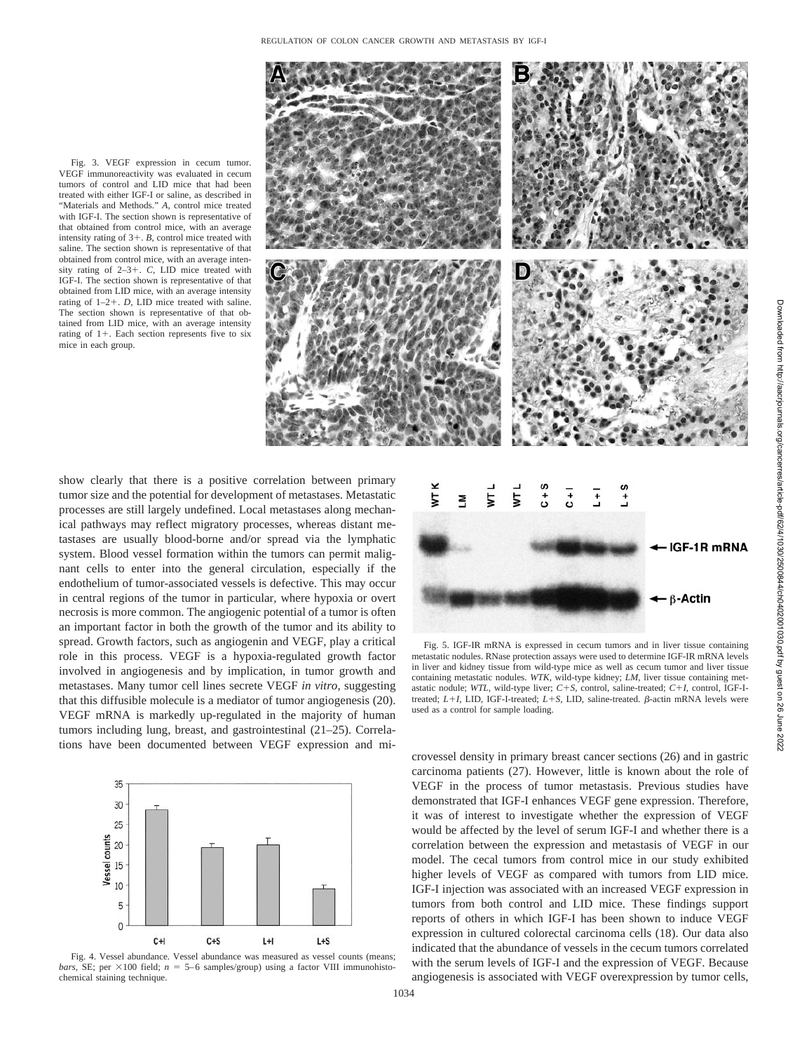Fig. 3. VEGF expression in cecum tumor. VEGF immunoreactivity was evaluated in cecum tumors of control and LID mice that had been treated with either IGF-I or saline, as described in "Materials and Methods." *A*, control mice treated with IGF-I. The section shown is representative of that obtained from control mice, with an average intensity rating of 3+. *B*, control mice treated with saline. The section shown is representative of that obtained from control mice, with an average intensity rating of 2–3+. *C*, LID mice treated with IGF-I. The section shown is representative of that obtained from LID mice, with an average intensity rating of 1–2+. *D*, LID mice treated with saline. The section shown is representative of that obtained from LID mice, with an average intensity rating of 1+. Each section represents five to six mice in each group.

show clearly that there is a positive correlation between primary tumor size and the potential for development of metastases. Metastatic processes are still largely undefined. Local metastases along mechanical pathways may reflect migratory processes, whereas distant metastases are usually blood-borne and/or spread via the lymphatic system. Blood vessel formation within the tumors can permit malignant cells to enter into the general circulation, especially if the endothelium of tumor-associated vessels is defective. This may occur in central regions of the tumor in particular, where hypoxia or overt necrosis is more common. The angiogenic potential of a tumor is often an important factor in both the growth of the tumor and its ability to spread. Growth factors, such as angiogenin and VEGF, play a critical role in this process. VEGF is a hypoxia-regulated growth factor involved in angiogenesis and by implication, in tumor growth and metastases. Many tumor cell lines secrete VEGF *in vitro*, suggesting that this diffusible molecule is a mediator of tumor angiogenesis (20). VEGF mRNA is markedly up-regulated in the majority of human tumors including lung, breast, and gastrointestinal (21–25). Correlations have been documented between VEGF expression and microvessel density in primary breast cancer sections (26) and in gastric carcinoma patients (27). However, little is known about the role of VEGF in the process of tumor metastasis. Previous studies have demonstrated that IGF-I enhances VEGF gene expression. Therefore, it was of interest to investigate whether the expression of VEGF would be affected by the level of serum IGF-I and whether there is a correlation between the expression and metastasis of VEGF in our model. The cecal tumors from control mice in our study exhibited higher levels of VEGF as compared with tumors from LID mice. IGF-I injection was associated with an increased VEGF expression in tumors from both control and LID mice. These findings support reports of others in which IGF-I has been shown to induce VEGF expression in cultured colorectal carcinoma cells (18). Our data also indicated that the abundance of vessels in the cecum tumors correlated with the serum levels of IGF-I and the expression of VEGF. Because angiogenesis is associated with VEGF overexpression by tumor cells,

Fig. 4. Vessel abundance. Vessel abundance was measured as vessel counts (means; *bars*, SE; per ×100 field; $n$ = 5–6 samples/group) using a factor VIII immunohistochemical staining technique.

Fig. 5. IGF-IR mRNA is expressed in cecum tumors and in liver tissue containing metastatic nodules. RNase protection assays were used to determine IGF-IR mRNA levels in liver and kidney tissue from wild-type mice as well as cecum tumor and liver tissue containing metastatic nodules. *WTK*, wild-type kidney; *LM*, liver tissue containing metastatic nodule; *WTL*, wild-type liver; *C+S*, control, saline-treated; *C+I*, control, IGF-I-treated; *L+I*, LID, IGF-I-treated; *L+S*, LID, saline-treated. β-actin mRNA levels were used as a control for sample loading.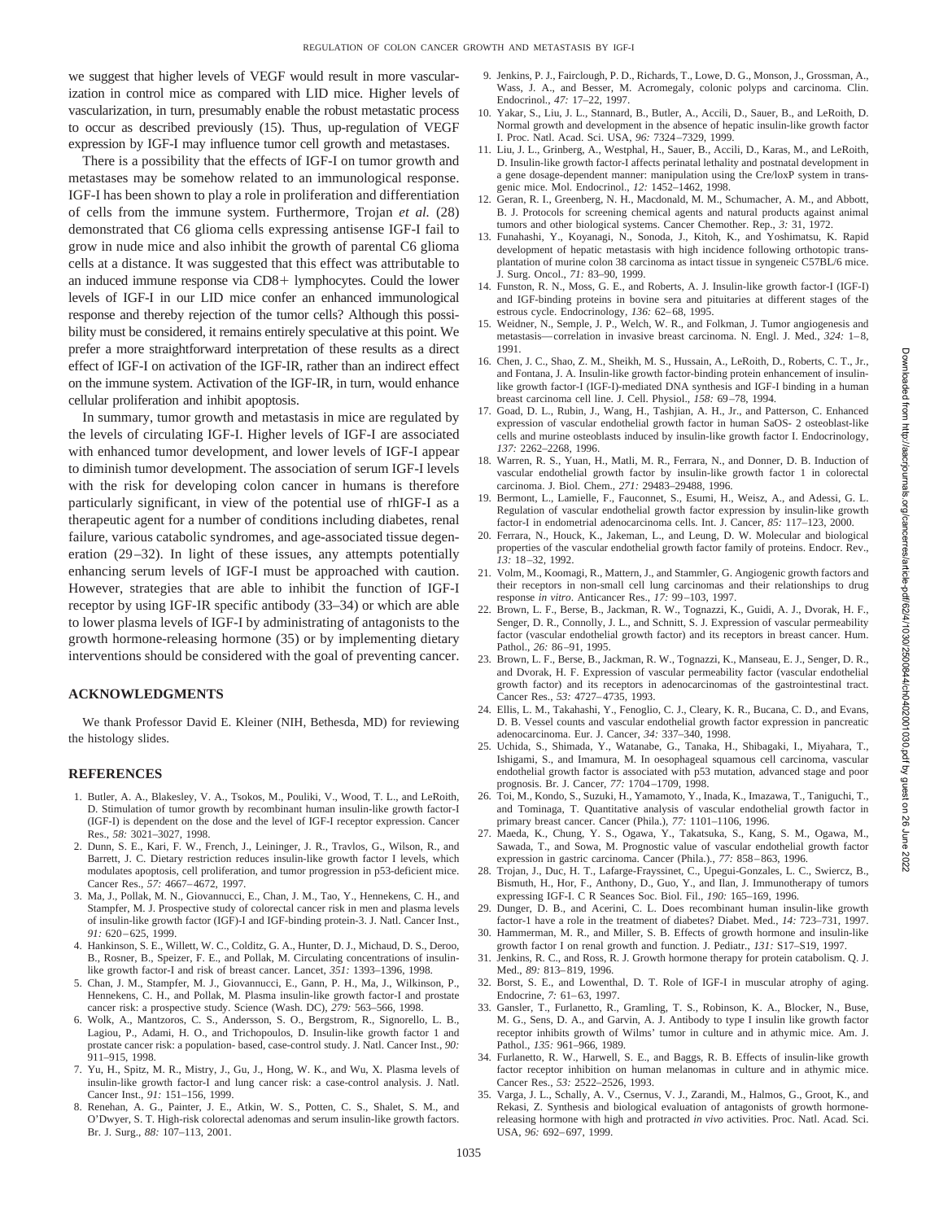we suggest that higher levels of VEGF would result in more vascularization in control mice as compared with LID mice. Higher levels of vascularization, in turn, presumably enable the robust metastatic process to occur as described previously (15). Thus, up-regulation of VEGF expression by IGF-I may influence tumor cell growth and metastases.

There is a possibility that the effects of IGF-I on tumor growth and metastases may be somehow related to an immunological response. IGF-I has been shown to play a role in proliferation and differentiation of cells from the immune system. Furthermore, Trojan *et al.* (28) demonstrated that C6 glioma cells expressing antisense IGF-I fail to grow in nude mice and also inhibit the growth of parental C6 glioma cells at a distance. It was suggested that this effect was attributable to an induced immune response via CD8+ lymphocytes. Could the lower levels of IGF-I in our LID mice confer an enhanced immunological response and thereby rejection of the tumor cells? Although this possibility must be considered, it remains entirely speculative at this point. We prefer a more straightforward interpretation of these results as a direct effect of IGF-I on activation of the IGF-IR, rather than an indirect effect on the immune system. Activation of the IGF-IR, in turn, would enhance cellular proliferation and inhibit apoptosis.

In summary, tumor growth and metastasis in mice are regulated by the levels of circulating IGF-I. Higher levels of IGF-I are associated with enhanced tumor development, and lower levels of IGF-I appear to diminish tumor development. The association of serum IGF-I levels with the risk for developing colon cancer in humans is therefore particularly significant, in view of the potential use of rhIGF-I as a therapeutic agent for a number of conditions including diabetes, renal failure, various catabolic syndromes, and age-associated tissue degeneration (29–32). In light of these issues, any attempts potentially enhancing serum levels of IGF-I must be approached with caution. However, strategies that are able to inhibit the function of IGF-I receptor by using IGF-IR specific antibody (33–34) or which are able to lower plasma levels of IGF-I by administrating of antagonists to the growth hormone-releasing hormone (35) or by implementing dietary interventions should be considered with the goal of preventing cancer.

## ACKNOWLEDGMENTS

We thank Professor David E. Kleiner (NIH, Bethesda, MD) for reviewing the histology slides.

## REFERENCES

1. Butler, A. A., Blakesley, V. A., Tsokos, M., Pouliki, V., Wood, T. L., and LeRoith, D. Stimulation of tumor growth by recombinant human insulin-like growth factor-I (IGF-I) is dependent on the dose and the level of IGF-I receptor expression. Cancer Res., *58:* 3021–3027, 1998.
2. Dunn, S. E., Kari, F. W., French, J., Leininger, J. R., Travlos, G., Wilson, R., and Barrett, J. C. Dietary restriction reduces insulin-like growth factor I levels, which modulates apoptosis, cell proliferation, and tumor progression in p53-deficient mice. Cancer Res., *57:* 4667–4672, 1997.
3. Ma, J., Pollak, M. N., Giovannucci, E., Chan, J. M., Tao, Y., Hennekens, C. H., and Stampfer, M. J. Prospective study of colorectal cancer risk in men and plasma levels of insulin-like growth factor (IGF)-I and IGF-binding protein-3. J. Natl. Cancer Inst., *91:* 620–625, 1999.
4. Hankinson, S. E., Willett, W. C., Colditz, G. A., Hunter, D. J., Michaud, D. S., Deroo, B., Rosner, B., Speizer, F. E., and Pollak, M. Circulating concentrations of insulin-like growth factor-I and risk of breast cancer. Lancet, *351:* 1393–1396, 1998.
5. Chan, J. M., Stampfer, M. J., Giovannucci, E., Gann, P. H., Ma, J., Wilkinson, P., Hennekens, C. H., and Pollak, M. Plasma insulin-like growth factor-I and prostate cancer risk: a prospective study. Science (Wash. DC), *279:* 563–566, 1998.
6. Wolk, A., Mantzoros, C. S., Andersson, S. O., Bergstrom, R., Signorello, L. B., Lagiou, P., Adami, H. O., and Trichopoulos, D. Insulin-like growth factor 1 and prostate cancer risk: a population- based, case-control study. J. Natl. Cancer Inst., *90:* 911–915, 1998.
7. Yu, H., Spitz, M. R., Mistry, J., Gu, J., Hong, W. K., and Wu, X. Plasma levels of insulin-like growth factor-I and lung cancer risk: a case-control analysis. J. Natl. Cancer Inst., *91:* 151–156, 1999.
8. Renehan, A. G., Painter, J. E., Atkin, W. S., Potten, C. S., Shalet, S. M., and O'Dwyer, S. T. High-risk colorectal adenomas and serum insulin-like growth factors. Br. J. Surg., *88:* 107–113, 2001.
9. Jenkins, P. J., Fairclough, P. D., Richards, T., Lowe, D. G., Monson, J., Grossman, A., Wass, J. A., and Besser, M. Acromegaly, colonic polyps and carcinoma. Clin. Endocrinol., *47:* 17–22, 1997.
10. Yakar, S., Liu, J. L., Stannard, B., Butler, A., Accili, D., Sauer, B., and LeRoith, D. Normal growth and development in the absence of hepatic insulin-like growth factor I. Proc. Natl. Acad. Sci. USA, *96:* 7324–7329, 1999.
11. Liu, J. L., Grinberg, A., Westphal, H., Sauer, B., Accili, D., Karas, M., and LeRoith, D. Insulin-like growth factor-I affects perinatal lethality and postnatal development in a gene dosage-dependent manner: manipulation using the Cre/loxP system in transgenic mice. Mol. Endocrinol., *12:* 1452–1462, 1998.
12. Geran, R. I., Greenberg, N. H., Macdonald, M. M., Schumacher, A. M., and Abbott, B. J. Protocols for screening chemical agents and natural products against animal tumors and other biological systems. Cancer Chemother. Rep., *3:* 31, 1972.
13. Funahashi, Y., Koyanagi, N., Sonoda, J., Kitoh, K., and Yoshimatsu, K. Rapid development of hepatic metastasis with high incidence following orthotopic transplantation of murine colon 38 carcinoma as intact tissue in syngeneic C57BL/6 mice. J. Surg. Oncol., *71:* 83–90, 1999.
14. Funston, R. N., Moss, G. E., and Roberts, A. J. Insulin-like growth factor-I (IGF-I) and IGF-binding proteins in bovine sera and pituitaries at different stages of the estrous cycle. Endocrinology, *136:* 62–68, 1995.
15. Weidner, N., Semple, J. P., Welch, W. R., and Folkman, J. Tumor angiogenesis and metastasis—correlation in invasive breast carcinoma. N. Engl. J. Med., *324:* 1–8, 1991.
16. Chen, J. C., Shao, Z. M., Sheikh, M. S., Hussain, A., LeRoith, D., Roberts, C. T., Jr., and Fontana, J. A. Insulin-like growth factor-binding protein enhancement of insulin-like growth factor-I (IGF-I)-mediated DNA synthesis and IGF-I binding in a human breast carcinoma cell line. J. Cell. Physiol., *158:* 69–78, 1994.
17. Goad, D. L., Rubin, J., Wang, H., Tashjian, A. H., Jr., and Patterson, C. Enhanced expression of vascular endothelial growth factor in human SaOS- 2 osteoblast-like cells and murine osteoblasts induced by insulin-like growth factor I. Endocrinology, *137:* 2262–2268, 1996.
18. Warren, R. S., Yuan, H., Matli, M. R., Ferrara, N., and Donner, D. B. Induction of vascular endothelial growth factor by insulin-like growth factor 1 in colorectal carcinoma. J. Biol. Chem., *271:* 29483–29488, 1996.
19. Bermont, L., Lamielle, F., Fauconnet, S., Esumi, H., Weisz, A., and Adessi, G. L. Regulation of vascular endothelial growth factor expression by insulin-like growth factor-I in endometrial adenocarcinoma cells. Int. J. Cancer, *85:* 117–123, 2000.
20. Ferrara, N., Houck, K., Jakeman, L., and Leung, D. W. Molecular and biological properties of the vascular endothelial growth factor family of proteins. Endocr. Rev., *13:* 18–32, 1992.
21. Volm, M., Koomagi, R., Mattern, J., and Stammler, G. Angiogenic growth factors and their receptors in non-small cell lung carcinomas and their relationships to drug response *in vitro*. Anticancer Res., *17:* 99–103, 1997.
22. Brown, L. F., Berse, B., Jackman, R. W., Tognazzi, K., Guidi, A. J., Dvorak, H. F., Senger, D. R., Connolly, J. L., and Schnitt, S. J. Expression of vascular permeability factor (vascular endothelial growth factor) and its receptors in breast cancer. Hum. Pathol., *26:* 86–91, 1995.
23. Brown, L. F., Berse, B., Jackman, R. W., Tognazzi, K., Manseau, E. J., Senger, D. R., and Dvorak, H. F. Expression of vascular permeability factor (vascular endothelial growth factor) and its receptors in adenocarcinomas of the gastrointestinal tract. Cancer Res., *53:* 4727–4735, 1993.
24. Ellis, L. M., Takahashi, Y., Fenoglio, C. J., Cleary, K. R., Bucana, C. D., and Evans, D. B. Vessel counts and vascular endothelial growth factor expression in pancreatic adenocarcinoma. Eur. J. Cancer, *34:* 337–340, 1998.
25. Uchida, S., Shimada, Y., Watanabe, G., Tanaka, H., Shibagaki, I., Miyahara, T., Ishigami, S., and Imamura, M. In oesophageal squamous cell carcinoma, vascular endothelial growth factor is associated with p53 mutation, advanced stage and poor prognosis. Br. J. Cancer, *77:* 1704–1709, 1998.
26. Toi, M., Kondo, S., Suzuki, H., Yamamoto, Y., Inada, K., Imazawa, T., Taniguchi, T., and Tominaga, T. Quantitative analysis of vascular endothelial growth factor in primary breast cancer. Cancer (Phila.), *77:* 1101–1106, 1996.
27. Maeda, K., Chung, Y. S., Ogawa, Y., Takatsuka, S., Kang, S. M., Ogawa, M., Sawada, T., and Sowa, M. Prognostic value of vascular endothelial growth factor expression in gastric carcinoma. Cancer (Phila.), *77:* 858–863, 1996.
28. Trojan, J., Duc, H. T., Lafarge-Frayssinet, C., Upegui-Gonzales, L. C., Swiercz, B., Bismuth, H., Hor, F., Anthony, D., Guo, Y., and Ilan, J. Immunotherapy of tumors expressing IGF-I. C R Seances Soc. Biol. Fil., *190:* 165–169, 1996.
29. Dunger, D. B., and Acerini, C. L. Does recombinant human insulin-like growth factor-1 have a role in the treatment of diabetes? Diabet. Med., *14:* 723–731, 1997.
30. Hammerman, M. R., and Miller, S. B. Effects of growth hormone and insulin-like growth factor I on renal growth and function. J. Pediatr., *131:* S17–S19, 1997.
31. Jenkins, R. C., and Ross, R. J. Growth hormone therapy for protein catabolism. Q. J. Med., *89:* 813–819, 1996.
32. Borst, S. E., and Lowenthal, D. T. Role of IGF-I in muscular atrophy of aging. Endocrine, *7:* 61–63, 1997.
33. Gansler, T., Furlanetto, R., Gramling, T. S., Robinson, K. A., Blocker, N., Buse, M. G., Sens, D. A., and Garvin, A. J. Antibody to type I insulin like growth factor receptor inhibits growth of Wilms' tumor in culture and in athymic mice. Am. J. Pathol., *135:* 961–966, 1989.
34. Furlanetto, R. W., Harwell, S. E., and Baggs, R. B. Effects of insulin-like growth factor receptor inhibition on human melanomas in culture and in athymic mice. Cancer Res., *53:* 2522–2526, 1993.
35. Varga, J. L., Schally, A. V., Csernus, V. J., Zarandi, M., Halmos, G., Groot, K., and Rekasi, Z. Synthesis and biological evaluation of antagonists of growth hormone-releasing hormone with high and protracted *in vivo* activities. Proc. Natl. Acad. Sci. USA, *96:* 692–697, 1999.